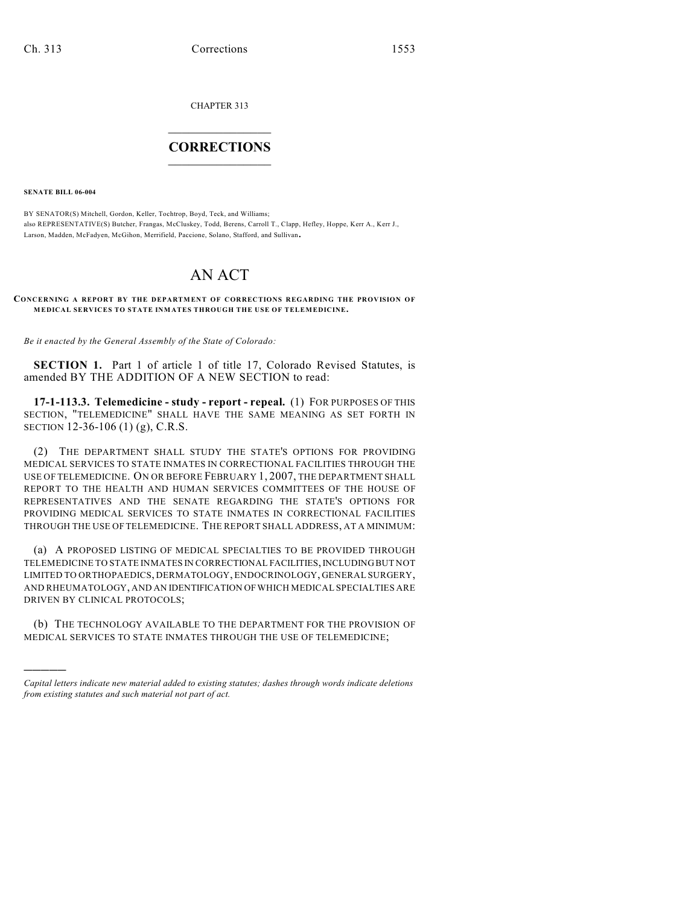CHAPTER 313

## CORRECTIONS

**SENATE BILL 06-004**

BY SENATOR(S) Mitchell, Gordon, Keller, Tochtrop, Boyd, Teck, and Williams;
also REPRESENTATIVE(S) Butcher, Frangas, McCluskey, Todd, Berens, Carroll T., Clapp, Hefley, Hoppe, Kerr A., Kerr J., Larson, Madden, McFadyen, McGihon, Merrifield, Paccione, Solano, Stafford, and Sullivan.

# AN ACT

**CONCERNING A REPORT BY THE DEPARTMENT OF CORRECTIONS REGARDING THE PROVISION OF MEDICAL SERVICES TO STATE INMATES THROUGH THE USE OF TELEMEDICINE.**

*Be it enacted by the General Assembly of the State of Colorado:*

**SECTION 1.** Part 1 of article 1 of title 17, Colorado Revised Statutes, is amended BY THE ADDITION OF A NEW SECTION to read:

**17-1-113.3. Telemedicine - study - report - repeal.** (1) FOR PURPOSES OF THIS SECTION, "TELEMEDICINE" SHALL HAVE THE SAME MEANING AS SET FORTH IN SECTION 12-36-106 (1) (g), C.R.S.

(2) THE DEPARTMENT SHALL STUDY THE STATE'S OPTIONS FOR PROVIDING MEDICAL SERVICES TO STATE INMATES IN CORRECTIONAL FACILITIES THROUGH THE USE OF TELEMEDICINE. ON OR BEFORE FEBRUARY 1, 2007, THE DEPARTMENT SHALL REPORT TO THE HEALTH AND HUMAN SERVICES COMMITTEES OF THE HOUSE OF REPRESENTATIVES AND THE SENATE REGARDING THE STATE'S OPTIONS FOR PROVIDING MEDICAL SERVICES TO STATE INMATES IN CORRECTIONAL FACILITIES THROUGH THE USE OF TELEMEDICINE. THE REPORT SHALL ADDRESS, AT A MINIMUM:

(a) A PROPOSED LISTING OF MEDICAL SPECIALTIES TO BE PROVIDED THROUGH TELEMEDICINE TO STATE INMATES IN CORRECTIONAL FACILITIES, INCLUDING BUT NOT LIMITED TO ORTHOPAEDICS, DERMATOLOGY, ENDOCRINOLOGY, GENERAL SURGERY, AND RHEUMATOLOGY, AND AN IDENTIFICATION OF WHICH MEDICAL SPECIALTIES ARE DRIVEN BY CLINICAL PROTOCOLS;

(b) THE TECHNOLOGY AVAILABLE TO THE DEPARTMENT FOR THE PROVISION OF MEDICAL SERVICES TO STATE INMATES THROUGH THE USE OF TELEMEDICINE;

---

*Capital letters indicate new material added to existing statutes; dashes through words indicate deletions from existing statutes and such material not part of act.*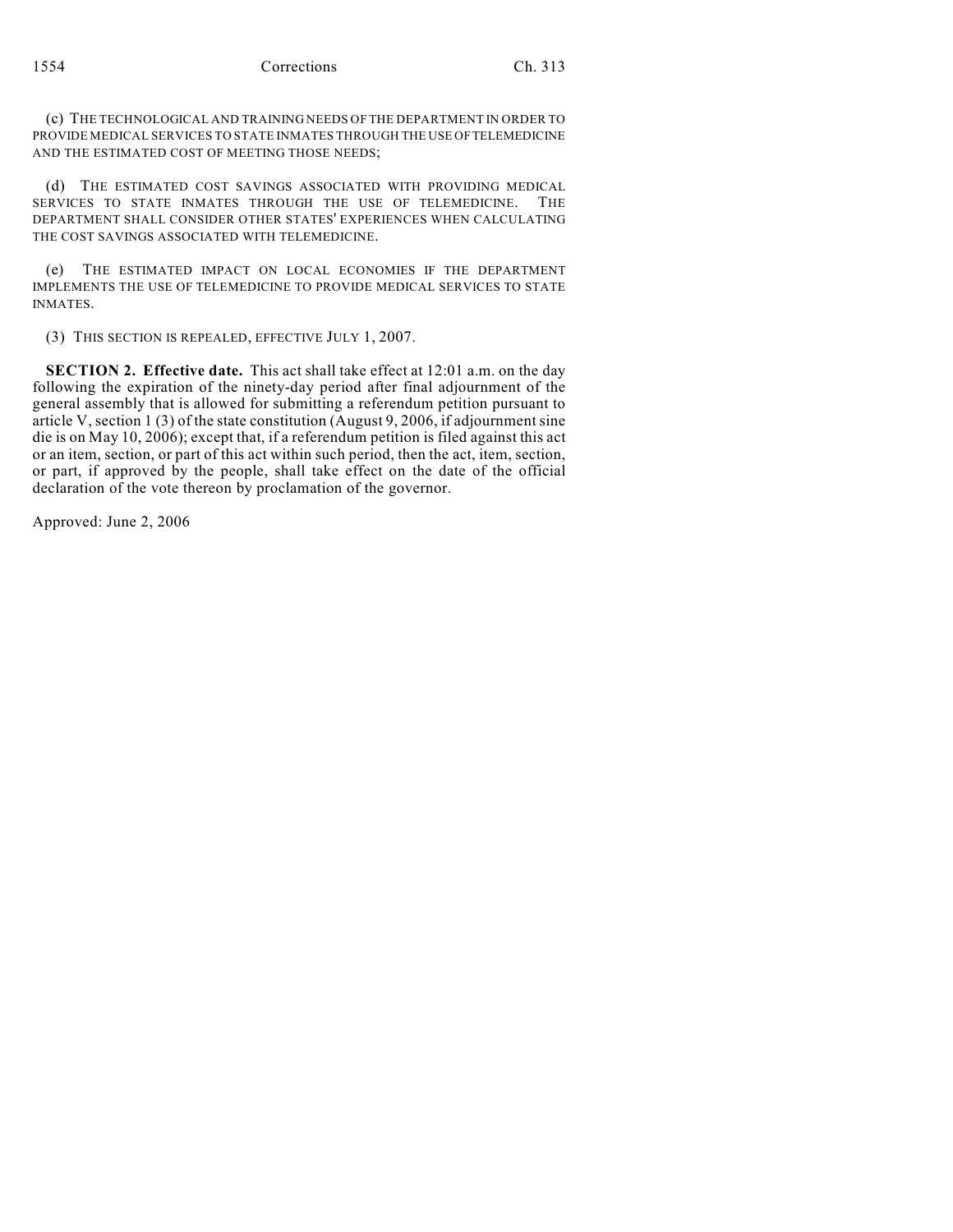(c) THE TECHNOLOGICAL AND TRAINING NEEDS OF THE DEPARTMENT IN ORDER TO PROVIDE MEDICAL SERVICES TO STATE INMATES THROUGH THE USE OF TELEMEDICINE AND THE ESTIMATED COST OF MEETING THOSE NEEDS;

(d) THE ESTIMATED COST SAVINGS ASSOCIATED WITH PROVIDING MEDICAL SERVICES TO STATE INMATES THROUGH THE USE OF TELEMEDICINE. THE DEPARTMENT SHALL CONSIDER OTHER STATES' EXPERIENCES WHEN CALCULATING THE COST SAVINGS ASSOCIATED WITH TELEMEDICINE.

(e) THE ESTIMATED IMPACT ON LOCAL ECONOMIES IF THE DEPARTMENT IMPLEMENTS THE USE OF TELEMEDICINE TO PROVIDE MEDICAL SERVICES TO STATE INMATES.

(3) THIS SECTION IS REPEALED, EFFECTIVE JULY 1, 2007.

**SECTION 2. Effective date.** This act shall take effect at 12:01 a.m. on the day following the expiration of the ninety-day period after final adjournment of the general assembly that is allowed for submitting a referendum petition pursuant to article V, section 1 (3) of the state constitution (August 9, 2006, if adjournment sine die is on May 10, 2006); except that, if a referendum petition is filed against this act or an item, section, or part of this act within such period, then the act, item, section, or part, if approved by the people, shall take effect on the date of the official declaration of the vote thereon by proclamation of the governor.

Approved: June 2, 2006